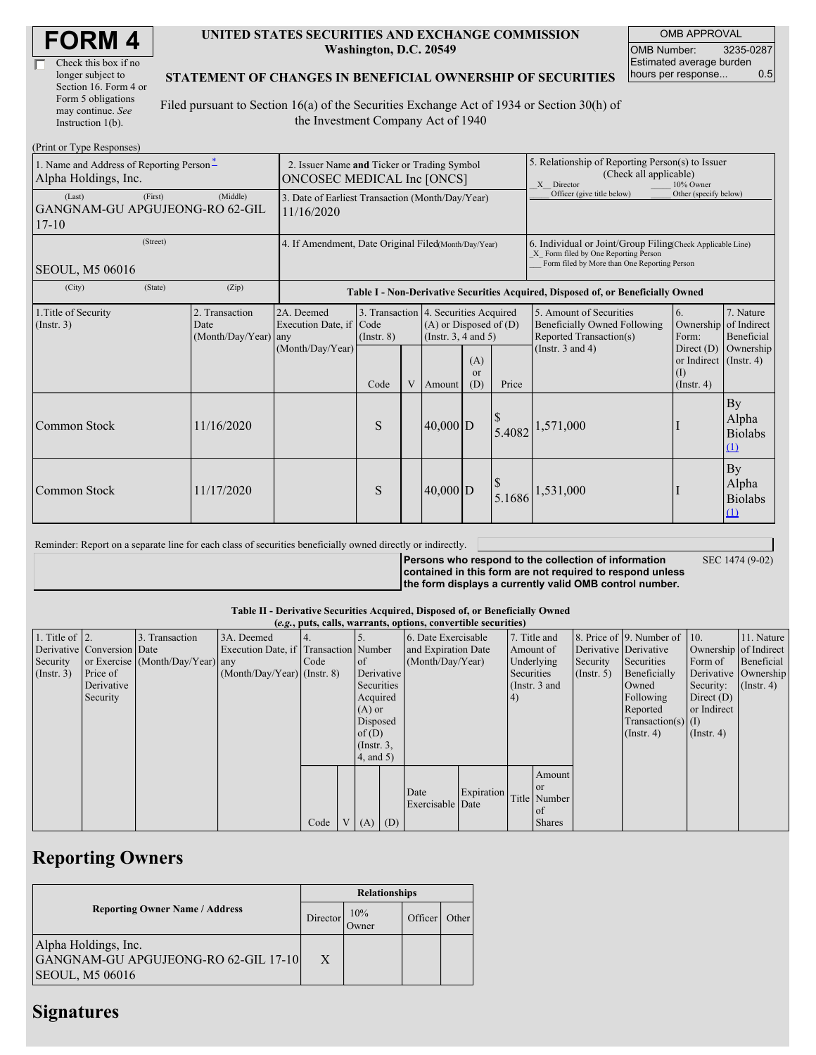# FORM 4

☐ Check this box if no longer subject to Section 16. Form 4 or Form 5 obligations may continue. *See* Instruction 1(b).

**UNITED STATES SECURITIES AND EXCHANGE COMMISSION**
**Washington, D.C. 20549**

**STATEMENT OF CHANGES IN BENEFICIAL OWNERSHIP OF SECURITIES**

Filed pursuant to Section 16(a) of the Securities Exchange Act of 1934 or Section 30(h) of the Investment Company Act of 1940

| OMB APPROVAL | |
|---|---|
| OMB Number: | 3235-0287 |
| Estimated average burden hours per response... | 0.5 |

(Print or Type Responses)

| 1. Name and Address of Reporting Person* | 2. Issuer Name and Ticker or Trading Symbol | 5. Relationship of Reporting Person(s) to Issuer (Check all applicable) |
|---|---|---|
| Alpha Holdings, Inc. | ONCOSEC MEDICAL Inc [ONCS] | _X_ Director ___ 10% Owner ___ Officer (give title below) ___ Other (specify below) |
| (Last) (First) (Middle) GANGNAM-GU APGUJEONG-RO 62-GIL 17-10 | 3. Date of Earliest Transaction (Month/Day/Year) 11/16/2020 | |
| (Street) SEOUL, M5 06016 | 4. If Amendment, Date Original Filed (Month/Day/Year) | 6. Individual or Joint/Group Filing (Check Applicable Line) _X_ Form filed by One Reporting Person ___ Form filed by More than One Reporting Person |
| (City) (State) (Zip) | | |

**Table I - Non-Derivative Securities Acquired, Disposed of, or Beneficially Owned**

| 1.Title of Security (Instr. 3) | 2. Transaction Date (Month/Day/Year) | 2A. Deemed Execution Date, if any (Month/Day/Year) | 3. Transaction Code (Instr. 8) | | 4. Securities Acquired (A) or Disposed of (D) (Instr. 3, 4 and 5) | | | 5. Amount of Securities Beneficially Owned Following Reported Transaction(s) (Instr. 3 and 4) | 6. Ownership Form: Direct (D) or Indirect (I) (Instr. 4) | 7. Nature of Indirect Beneficial Ownership (Instr. 4) |
|---|---|---|---|---|---|---|---|---|---|---|
| | | | Code | V | Amount | (A) or (D) | Price | | | |
| Common Stock | 11/16/2020 | | S | | 40,000 | D | $ 5.4082 | 1,571,000 | I | By Alpha Biolabs (1) |
| Common Stock | 11/17/2020 | | S | | 40,000 | D | $ 5.1686 | 1,531,000 | I | By Alpha Biolabs (1) |

Reminder: Report on a separate line for each class of securities beneficially owned directly or indirectly.

**Persons who respond to the collection of information contained in this form are not required to respond unless the form displays a currently valid OMB control number.** SEC 1474 (9-02)

**Table II - Derivative Securities Acquired, Disposed of, or Beneficially Owned**
**(*e.g.*, puts, calls, warrants, options, convertible securities)**

| 1. Title of Derivative Security (Instr. 3) | 2. Conversion or Exercise Price of Derivative Security | 3. Transaction Date (Month/Day/Year) | 3A. Deemed Execution Date, if any (Month/Day/Year) | 4. Transaction Code (Instr. 8) | | 5. Number of Derivative Securities Acquired (A) or Disposed of (D) (Instr. 3, 4, and 5) | | 6. Date Exercisable and Expiration Date (Month/Day/Year) | | 7. Title and Amount of Underlying Securities (Instr. 3 and 4) | | 8. Price of Derivative Security (Instr. 5) | 9. Number of Derivative Securities Beneficially Owned Following Reported Transaction(s) (Instr. 4) | 10. Ownership Form of Derivative Security: Direct (D) or Indirect (I) (Instr. 4) | 11. Nature of Indirect Beneficial Ownership (Instr. 4) |
|---|---|---|---|---|---|---|---|---|---|---|---|---|---|---|---|
| | | | | Code | V | (A) | (D) | Date Exercisable | Expiration Date | Title | Amount or Number of Shares | | | | |

## Reporting Owners

| Reporting Owner Name / Address | Relationships | | | |
|---|---|---|---|---|
| | Director | 10% Owner | Officer | Other |
| Alpha Holdings, Inc. GANGNAM-GU APGUJEONG-RO 62-GIL 17-10 SEOUL, M5 06016 | X | | | |

## Signatures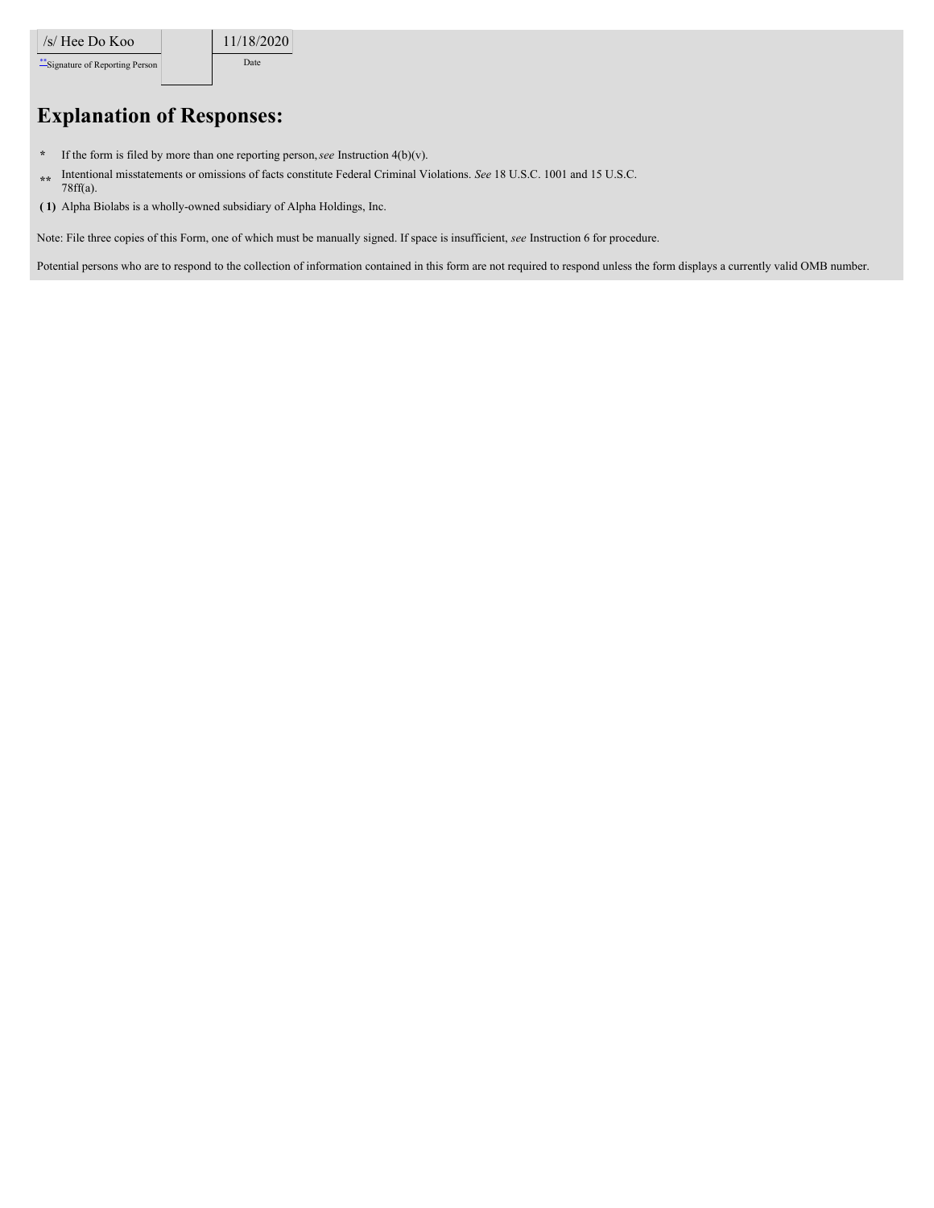| /s/ Hee Do Koo | | 11/18/2020 |
| --- | --- | --- |
| ** Signature of Reporting Person | | Date |

## Explanation of Responses:

\* If the form is filed by more than one reporting person, *see* Instruction 4(b)(v).

** Intentional misstatements or omissions of facts constitute Federal Criminal Violations. *See* 18 U.S.C. 1001 and 15 U.S.C. 78ff(a).

(1) Alpha Biolabs is a wholly-owned subsidiary of Alpha Holdings, Inc.

Note: File three copies of this Form, one of which must be manually signed. If space is insufficient, *see* Instruction 6 for procedure.

Potential persons who are to respond to the collection of information contained in this form are not required to respond unless the form displays a currently valid OMB number.